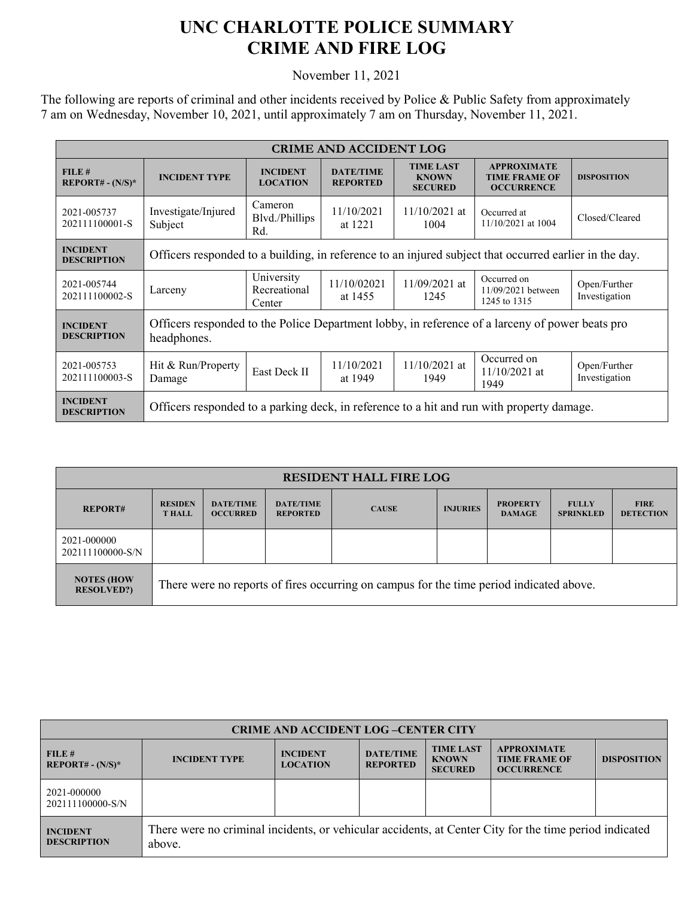# UNC CHARLOTTE POLICE SUMMARY
# CRIME AND FIRE LOG

November 11, 2021

The following are reports of criminal and other incidents received by Police & Public Safety from approximately 7 am on Wednesday, November 10, 2021, until approximately 7 am on Thursday, November 11, 2021.

| CRIME AND ACCIDENT LOG | | | | | | |
|---|---|---|---|---|---|---|
| **FILE # REPORT# - (N/S)*** | **INCIDENT TYPE** | **INCIDENT LOCATION** | **DATE/TIME REPORTED** | **TIME LAST KNOWN SECURED** | **APPROXIMATE TIME FRAME OF OCCURRENCE** | **DISPOSITION** |
| 2021-005737 202111100001-S | Investigate/Injured Subject | Cameron Blvd./Phillips Rd. | 11/10/2021 at 1221 | 11/10/2021 at 1004 | Occurred at 11/10/2021 at 1004 | Closed/Cleared |
| **INCIDENT DESCRIPTION** | Officers responded to a building, in reference to an injured subject that occurred earlier in the day. | | | | | |
| 2021-005744 202111100002-S | Larceny | University Recreational Center | 11/10/02021 at 1455 | 11/09/2021 at 1245 | Occurred on 11/09/2021 between 1245 to 1315 | Open/Further Investigation |
| **INCIDENT DESCRIPTION** | Officers responded to the Police Department lobby, in reference of a larceny of power beats pro headphones. | | | | | |
| 2021-005753 202111100003-S | Hit & Run/Property Damage | East Deck II | 11/10/2021 at 1949 | 11/10/2021 at 1949 | Occurred on 11/10/2021 at 1949 | Open/Further Investigation |
| **INCIDENT DESCRIPTION** | Officers responded to a parking deck, in reference to a hit and run with property damage. | | | | | |

| RESIDENT HALL FIRE LOG | | | | | | | | |
|---|---|---|---|---|---|---|---|---|
| **REPORT#** | **RESIDENT HALL** | **DATE/TIME OCCURRED** | **DATE/TIME REPORTED** | **CAUSE** | **INJURIES** | **PROPERTY DAMAGE** | **FULLY SPRINKLED** | **FIRE DETECTION** |
| 2021-000000 202111100000-S/N | | | | | | | | |
| **NOTES (HOW RESOLVED?)** | There were no reports of fires occurring on campus for the time period indicated above. | | | | | | | |

| CRIME AND ACCIDENT LOG –CENTER CITY | | | | | | |
|---|---|---|---|---|---|---|
| **FILE # REPORT# - (N/S)*** | **INCIDENT TYPE** | **INCIDENT LOCATION** | **DATE/TIME REPORTED** | **TIME LAST KNOWN SECURED** | **APPROXIMATE TIME FRAME OF OCCURRENCE** | **DISPOSITION** |
| 2021-000000 202111100000-S/N | | | | | | |
| **INCIDENT DESCRIPTION** | There were no criminal incidents, or vehicular accidents, at Center City for the time period indicated above. | | | | | |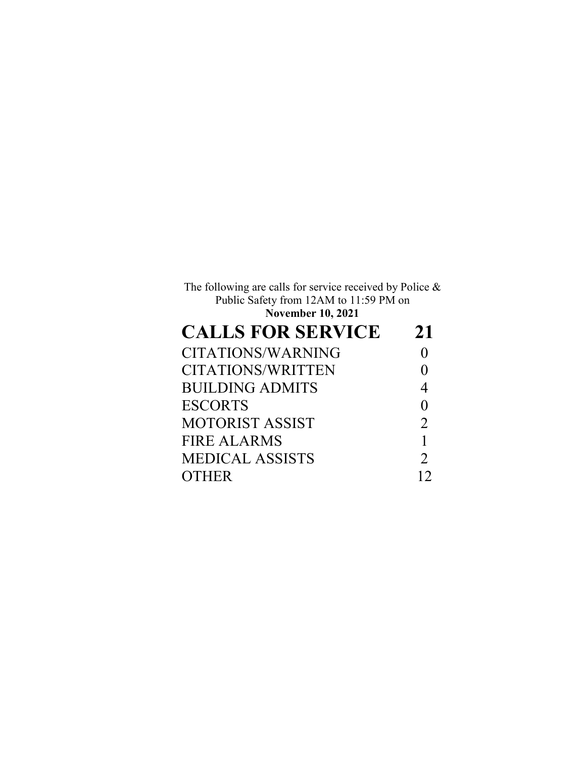The following are calls for service received by Police & Public Safety from 12AM to 11:59 PM on

**November 10, 2021**

| | |
|---|---|
| **CALLS FOR SERVICE** | **21** |
| CITATIONS/WARNING | 0 |
| CITATIONS/WRITTEN | 0 |
| BUILDING ADMITS | 4 |
| ESCORTS | 0 |
| MOTORIST ASSIST | 2 |
| FIRE ALARMS | 1 |
| MEDICAL ASSISTS | 2 |
| OTHER | 12 |